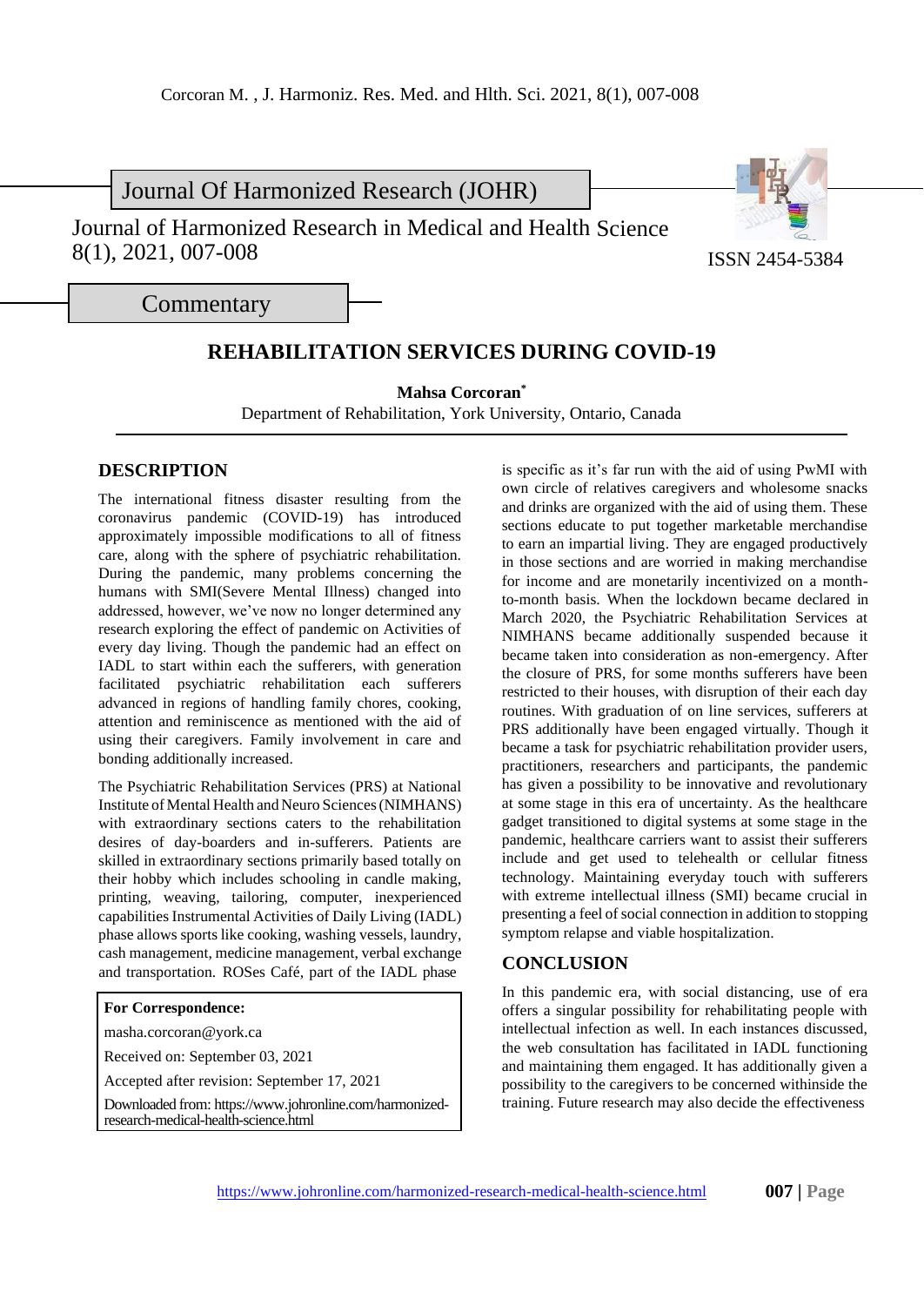Journal Of Harmonized Research (JOHR)

Journal of Harmonized Research in Medical and Health Science
8(1), 2021, 007-008

ISSN 2454-5384

Commentary

# REHABILITATION SERVICES DURING COVID-19

**Mahsa Corcoran***

Department of Rehabilitation, York University, Ontario, Canada

## DESCRIPTION

The international fitness disaster resulting from the coronavirus pandemic (COVID-19) has introduced approximately impossible modifications to all of fitness care, along with the sphere of psychiatric rehabilitation. During the pandemic, many problems concerning the humans with SMI(Severe Mental Illness) changed into addressed, however, we've now no longer determined any research exploring the effect of pandemic on Activities of every day living. Though the pandemic had an effect on IADL to start within each the sufferers, with generation facilitated psychiatric rehabilitation each sufferers advanced in regions of handling family chores, cooking, attention and reminiscence as mentioned with the aid of using their caregivers. Family involvement in care and bonding additionally increased.

The Psychiatric Rehabilitation Services (PRS) at National Institute of Mental Health and Neuro Sciences (NIMHANS) with extraordinary sections caters to the rehabilitation desires of day-boarders and in-sufferers. Patients are skilled in extraordinary sections primarily based totally on their hobby which includes schooling in candle making, printing, weaving, tailoring, computer, inexperienced capabilities Instrumental Activities of Daily Living (IADL) phase allows sports like cooking, washing vessels, laundry, cash management, medicine management, verbal exchange and transportation. ROSes Café, part of the IADL phase is specific as it's far run with the aid of using PwMI with own circle of relatives caregivers and wholesome snacks and drinks are organized with the aid of using them. These sections educate to put together marketable merchandise to earn an impartial living. They are engaged productively in those sections and are worried in making merchandise for income and are monetarily incentivized on a month-to-month basis. When the lockdown became declared in March 2020, the Psychiatric Rehabilitation Services at NIMHANS became additionally suspended because it became taken into consideration as non-emergency. After the closure of PRS, for some months sufferers have been restricted to their houses, with disruption of their each day routines. With graduation of on line services, sufferers at PRS additionally have been engaged virtually. Though it became a task for psychiatric rehabilitation provider users, practitioners, researchers and participants, the pandemic has given a possibility to be innovative and revolutionary at some stage in this era of uncertainty. As the healthcare gadget transitioned to digital systems at some stage in the pandemic, healthcare carriers want to assist their sufferers include and get used to telehealth or cellular fitness technology. Maintaining everyday touch with sufferers with extreme intellectual illness (SMI) became crucial in presenting a feel of social connection in addition to stopping symptom relapse and viable hospitalization.

**For Correspondence:**

masha.corcoran@york.ca

Received on: September 03, 2021

Accepted after revision: September 17, 2021

Downloaded from: https://www.johronline.com/harmonized-research-medical-health-science.html

## CONCLUSION

In this pandemic era, with social distancing, use of era offers a singular possibility for rehabilitating people with intellectual infection as well. In each instances discussed, the web consultation has facilitated in IADL functioning and maintaining them engaged. It has additionally given a possibility to the caregivers to be concerned withinside the training. Future research may also decide the effectiveness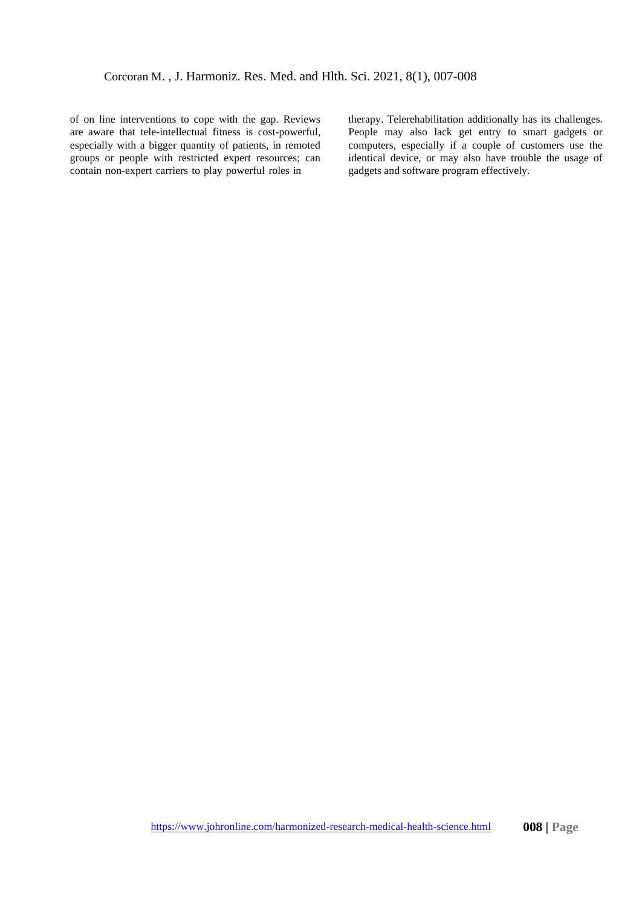of on line interventions to cope with the gap. Reviews are aware that tele-intellectual fitness is cost-powerful, especially with a bigger quantity of patients, in remoted groups or people with restricted expert resources; can contain non-expert carriers to play powerful roles in therapy. Telerehabilitation additionally has its challenges. People may also lack get entry to smart gadgets or computers, especially if a couple of customers use the identical device, or may also have trouble the usage of gadgets and software program effectively.